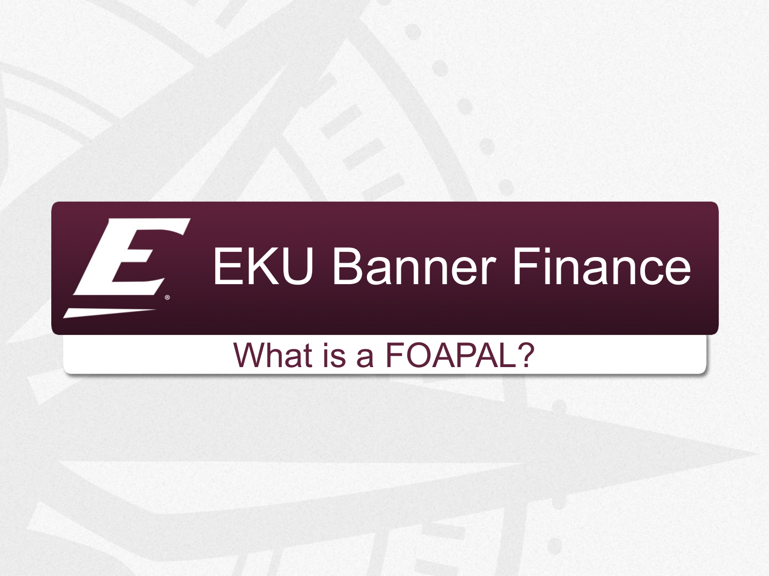# EKU Banner Finance

## What is a FOAPAL?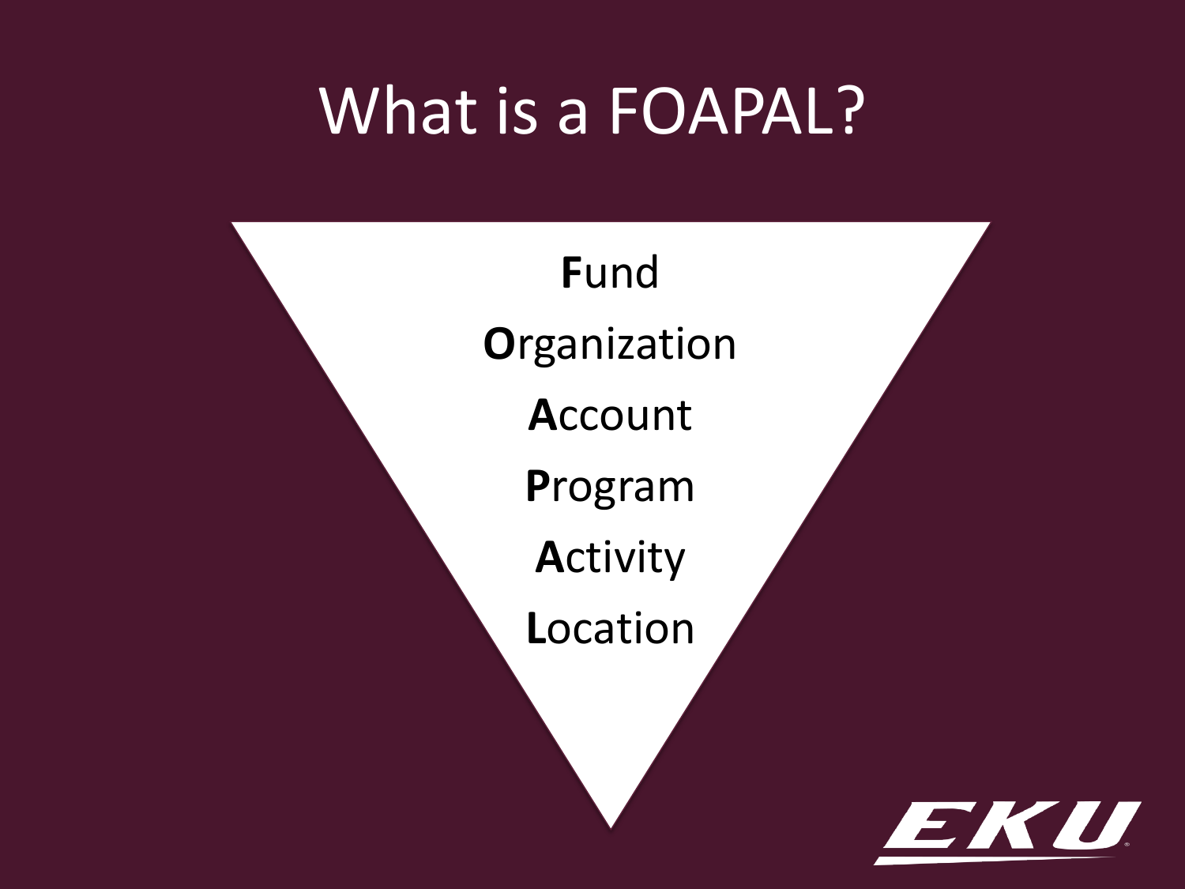# What is a FOAPAL?

**F**und

**O**rganization

**A**ccount

**P**rogram

**A**ctivity

**L**ocation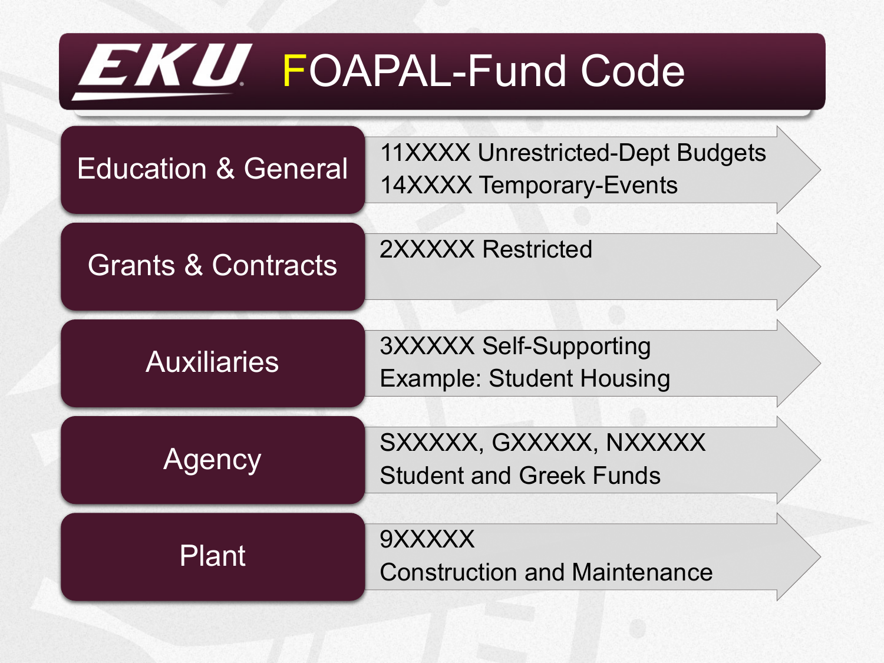# FOAPAL-Fund Code

| Fund Type | Code / Description |
| --- | --- |
| Education & General | 11XXXX Unrestricted-Dept Budgets<br>14XXXX Temporary-Events |
| Grants & Contracts | 2XXXXX Restricted |
| Auxiliaries | 3XXXXX Self-Supporting<br>Example: Student Housing |
| Agency | SXXXXX, GXXXXX, NXXXXX<br>Student and Greek Funds |
| Plant | 9XXXXX<br>Construction and Maintenance |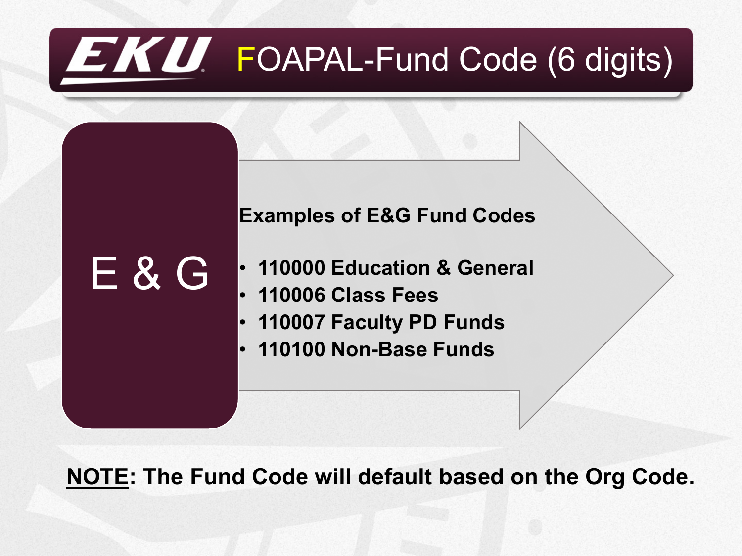# EKU FOAPAL-Fund Code (6 digits)

**E & G**

**Examples of E&G Fund Codes**

- **110000 Education & General**
- **110006 Class Fees**
- **110007 Faculty PD Funds**
- **110100 Non-Base Funds**

**NOTE: The Fund Code will default based on the Org Code.**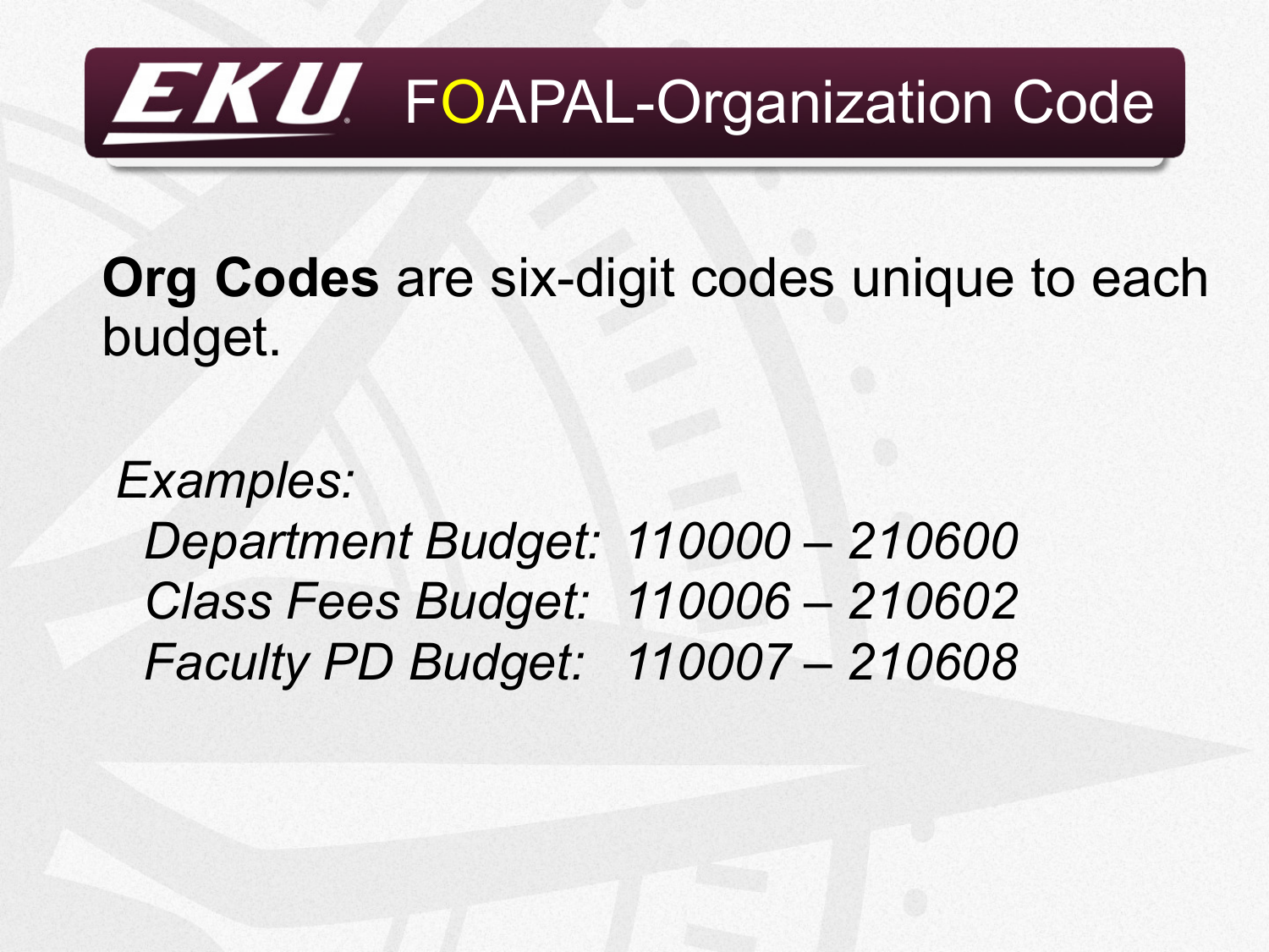# EKU FOAPAL-Organization Code

**Org Codes** are six-digit codes unique to each budget.

*Examples:*

*Department Budget: 110000 – 210600*
*Class Fees Budget: 110006 – 210602*
*Faculty PD Budget: 110007 – 210608*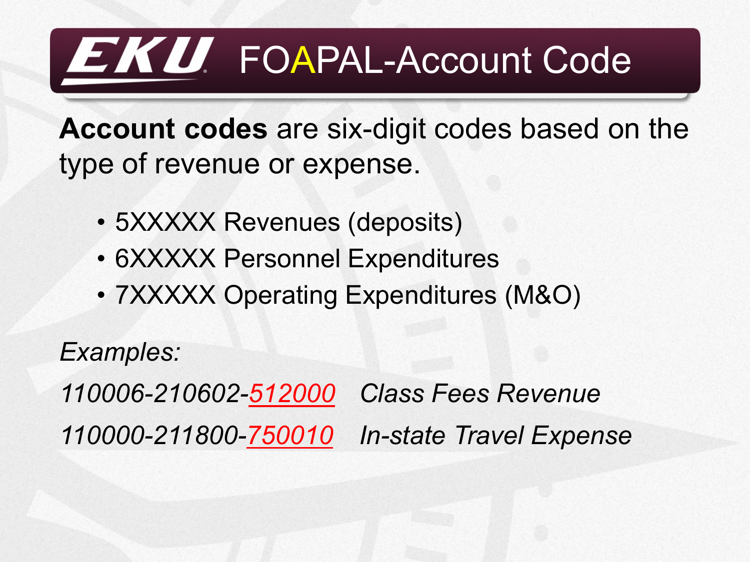# EKU FOAPAL-Account Code

**Account codes** are six-digit codes based on the type of revenue or expense.

- 5XXXXX Revenues (deposits)
- 6XXXXX Personnel Expenditures
- 7XXXXX Operating Expenditures (M&O)

*Examples:*

*110006-210602-512000 Class Fees Revenue*

*110000-211800-750010 In-state Travel Expense*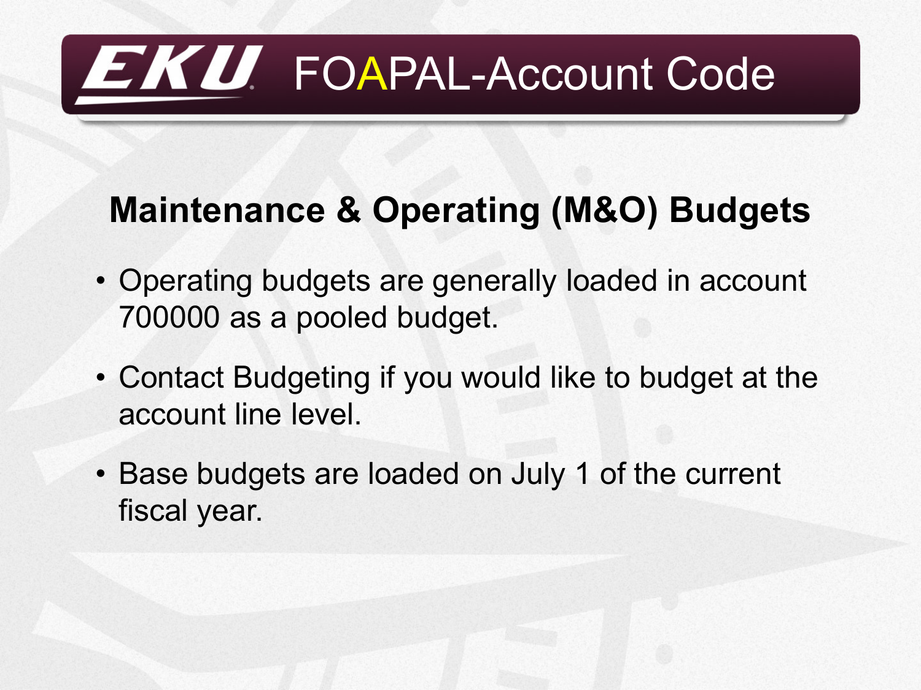# EKU FOAPAL-Account Code

## Maintenance & Operating (M&O) Budgets

- Operating budgets are generally loaded in account 700000 as a pooled budget.
- Contact Budgeting if you would like to budget at the account line level.
- Base budgets are loaded on July 1 of the current fiscal year.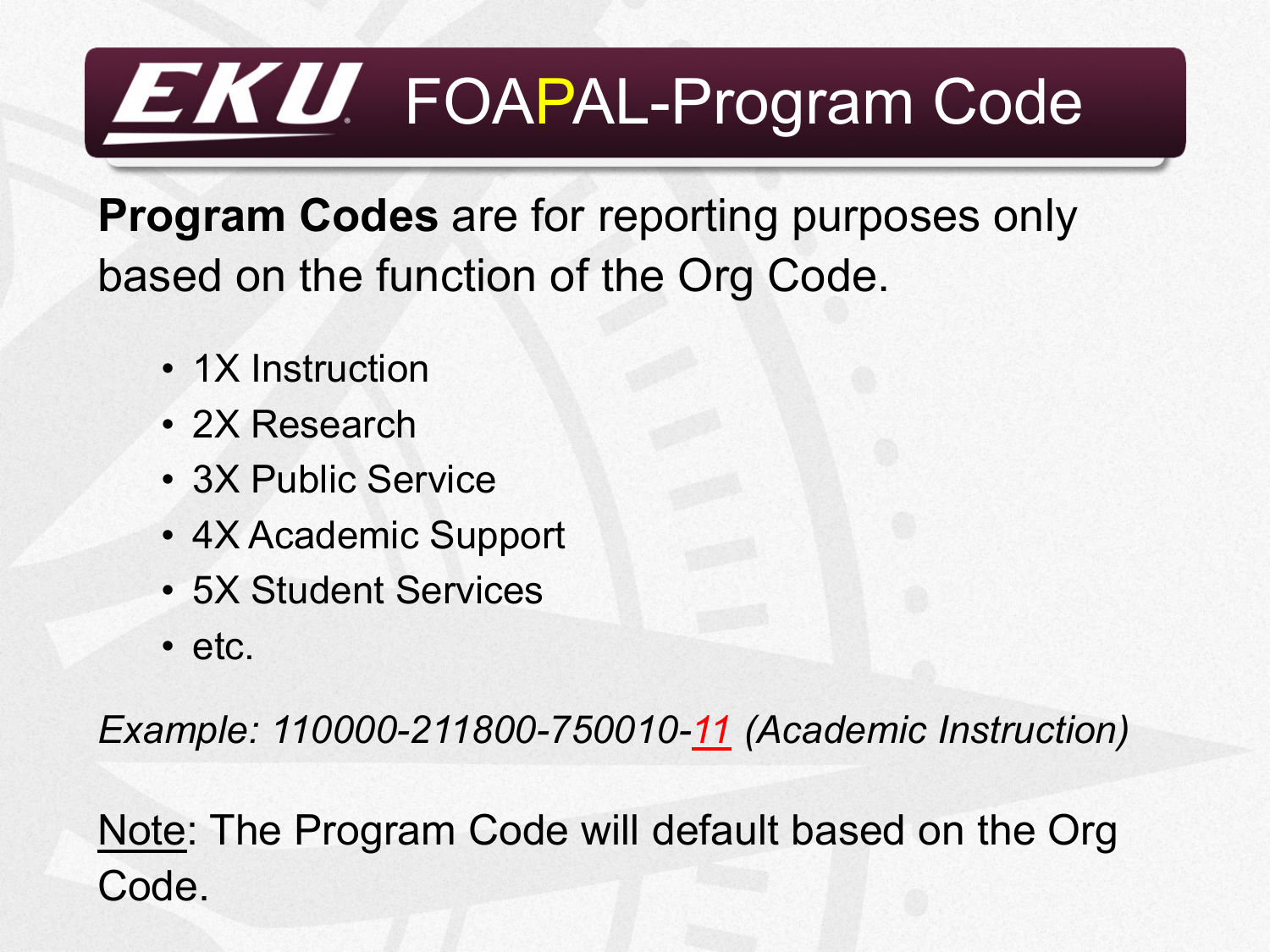# EKU FOAPAL-Program Code

**Program Codes** are for reporting purposes only based on the function of the Org Code.

- 1X Instruction
- 2X Research
- 3X Public Service
- 4X Academic Support
- 5X Student Services
- etc.

*Example: 110000-211800-750010-11 (Academic Instruction)*

Note: The Program Code will default based on the Org Code.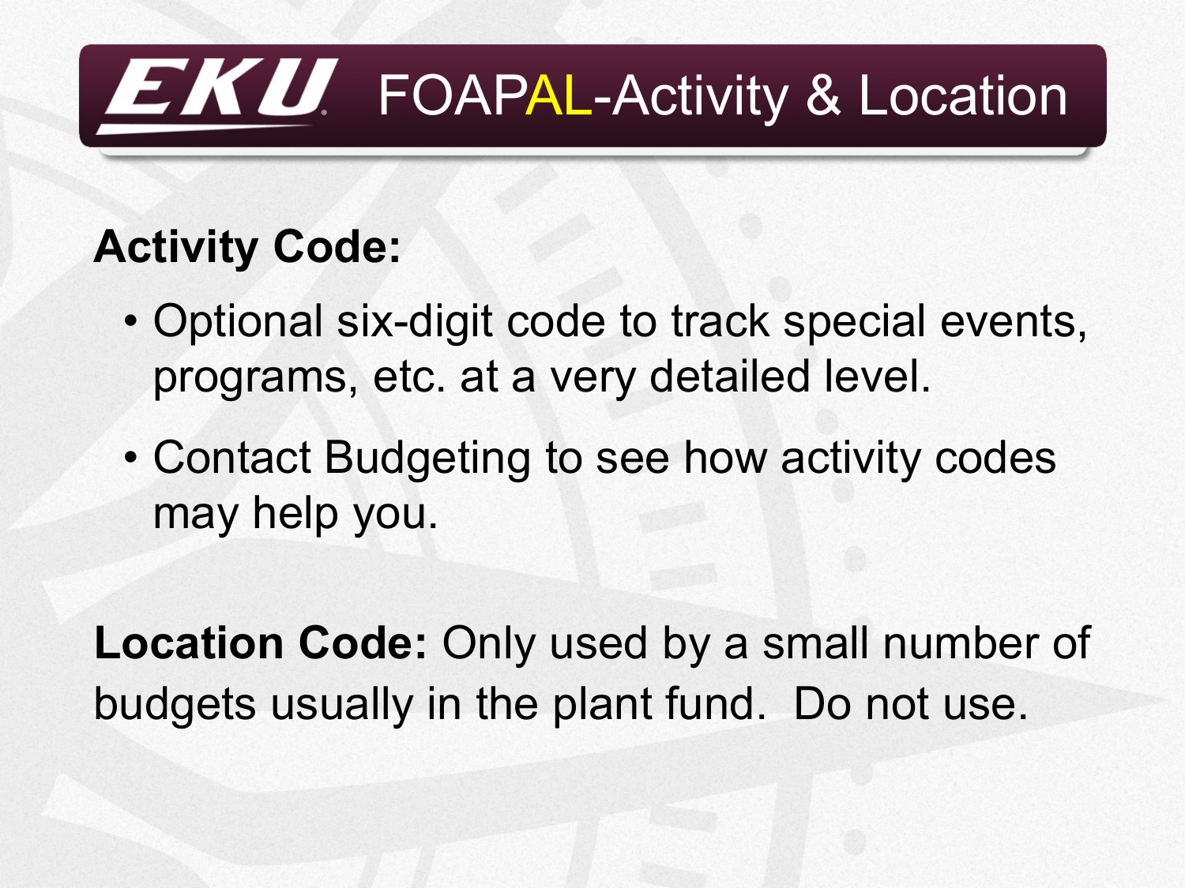# EKU FOAPAL-Activity & Location

**Activity Code:**

- Optional six-digit code to track special events, programs, etc. at a very detailed level.
- Contact Budgeting to see how activity codes may help you.

**Location Code:** Only used by a small number of budgets usually in the plant fund. Do not use.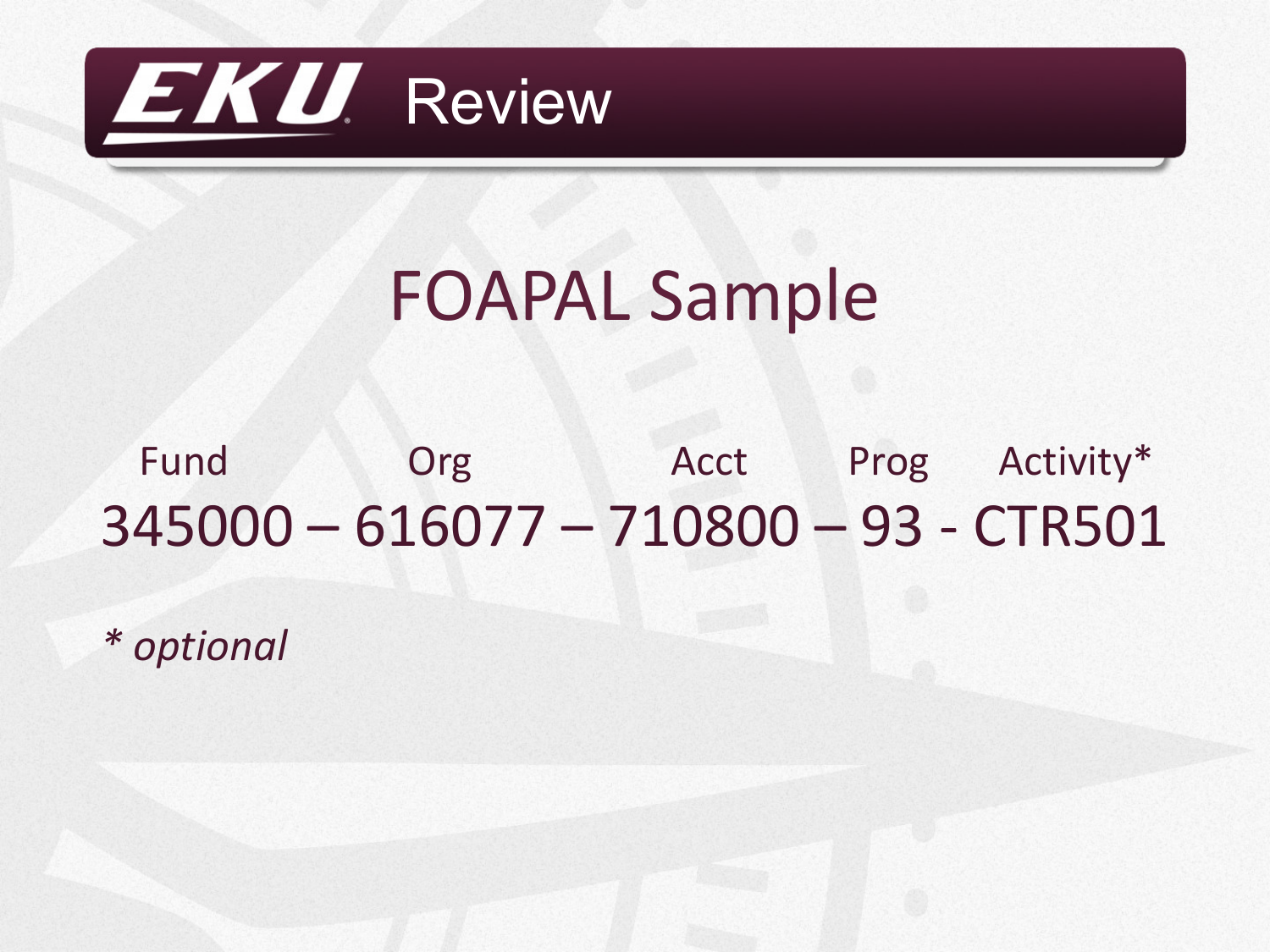# EKU Review

## FOAPAL Sample

| Fund | Org | Acct | Prog | Activity* |
|---|---|---|---|---|
| 345000 | 616077 | 710800 | 93 | CTR501 |

345000 – 616077 – 710800 – 93 - CTR501

*\* optional*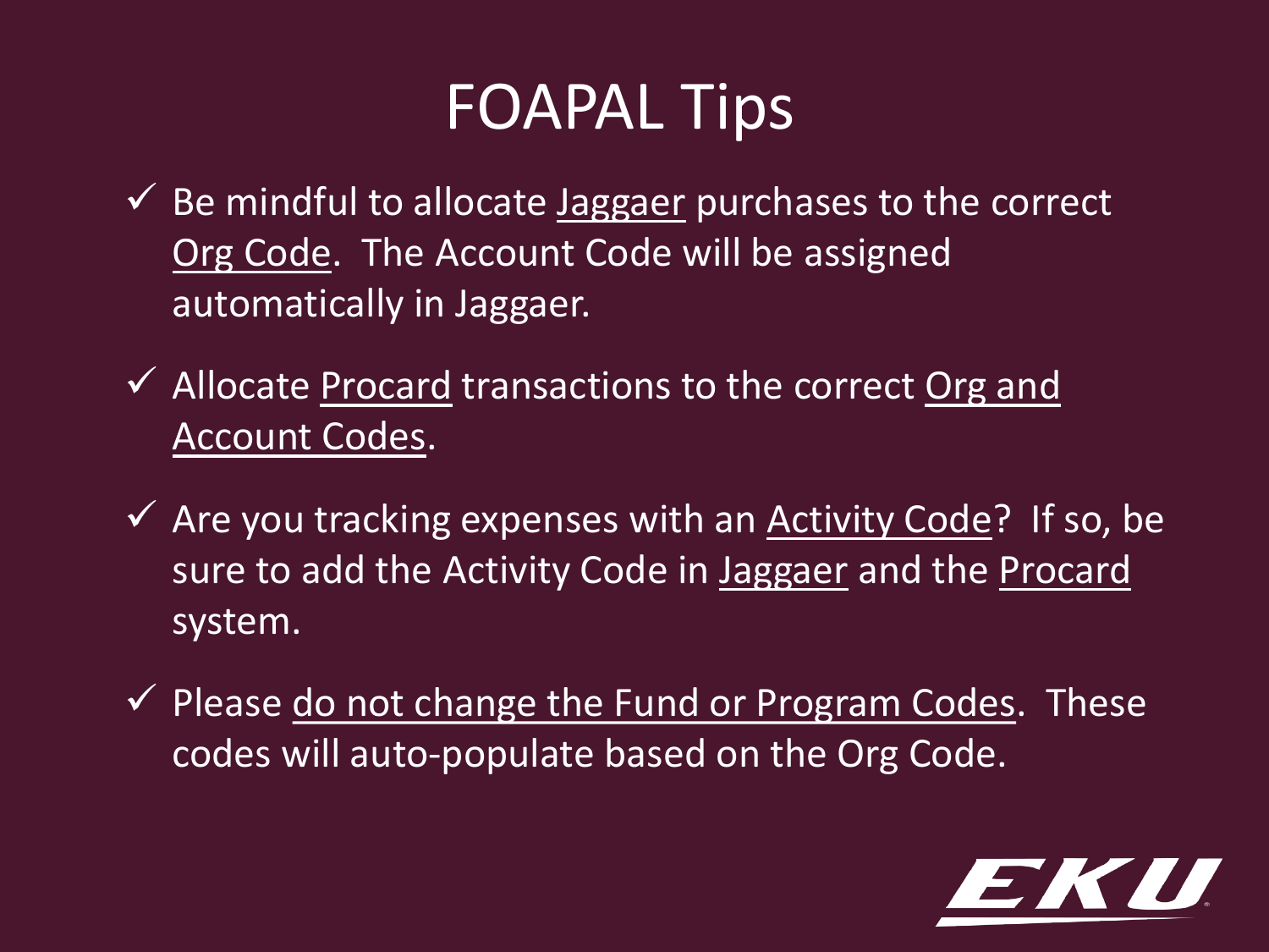# FOAPAL Tips

- ✓ Be mindful to allocate <u>Jaggaer</u> purchases to the correct <u>Org Code</u>. The Account Code will be assigned automatically in Jaggaer.
- ✓ Allocate <u>Procard</u> transactions to the correct <u>Org and Account Codes</u>.
- ✓ Are you tracking expenses with an <u>Activity Code</u>? If so, be sure to add the Activity Code in <u>Jaggaer</u> and the <u>Procard</u> system.
- ✓ Please <u>do not change the Fund or Program Codes</u>. These codes will auto-populate based on the Org Code.

EKU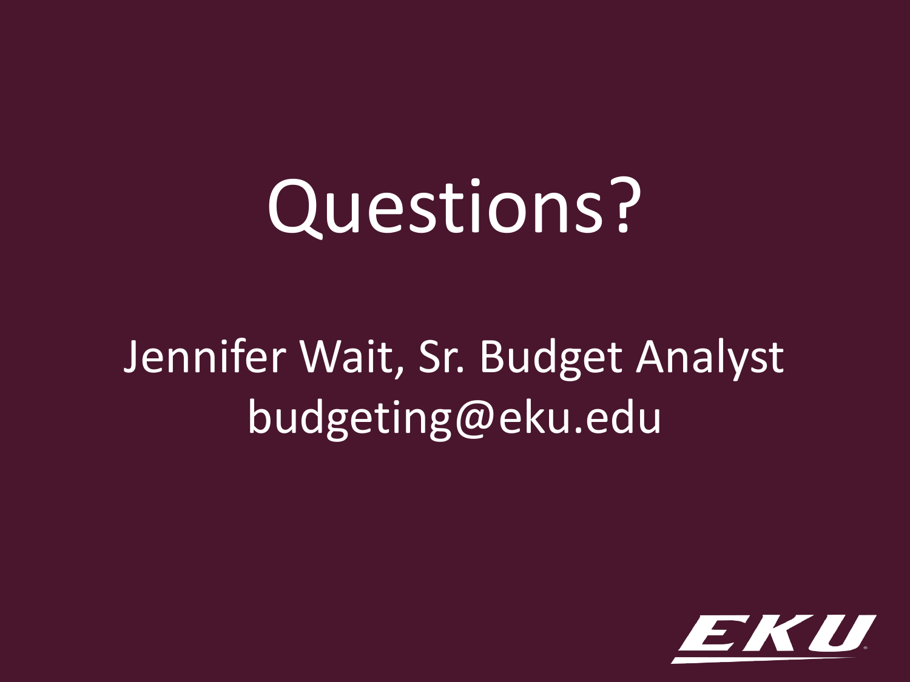# Questions?

Jennifer Wait, Sr. Budget Analyst
budgeting@eku.edu